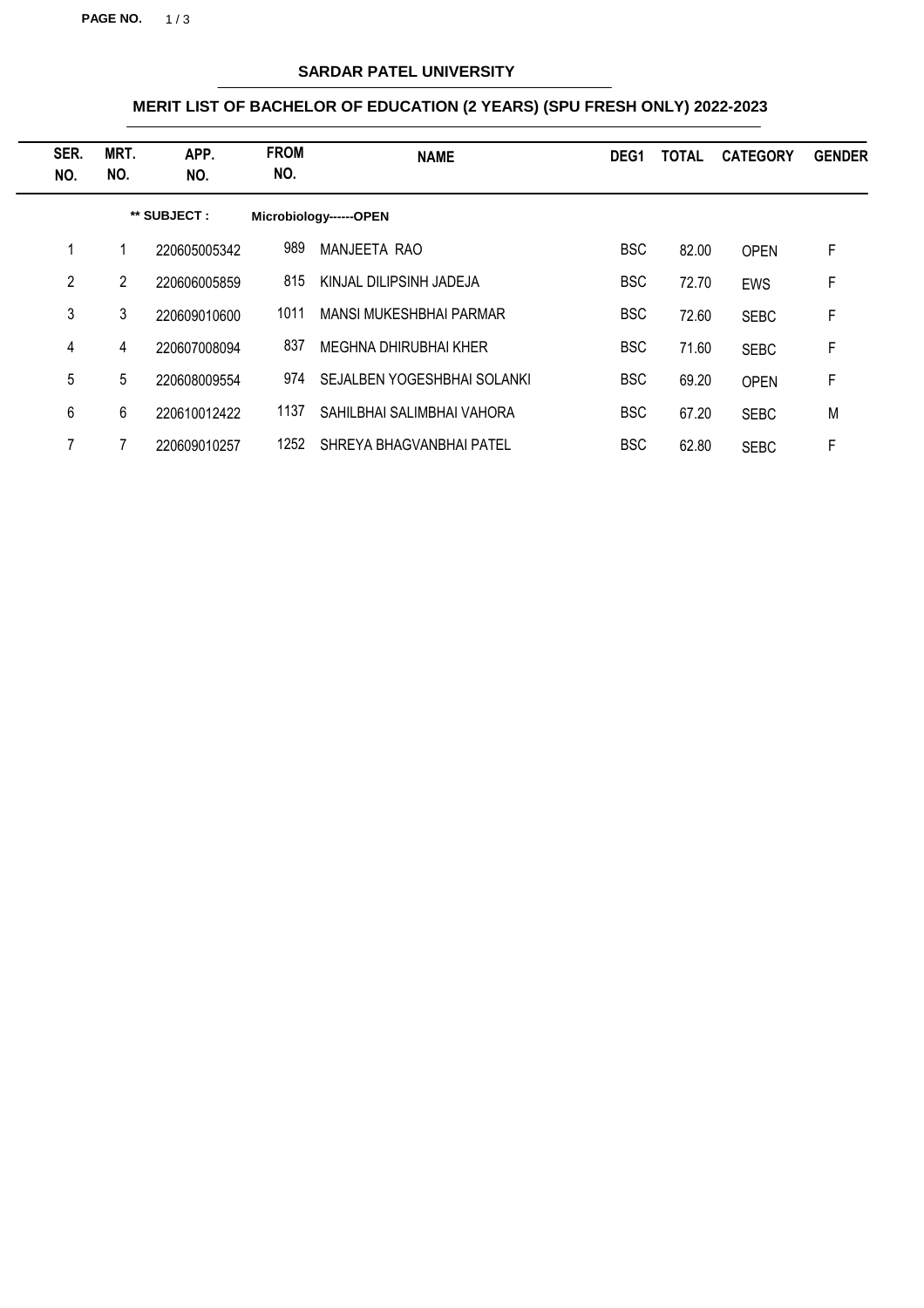# SARDAR PATEL UNIVERSITY

## MERIT LIST OF BACHELOR OF EDUCATION (2 YEARS) (SPU FRESH ONLY) 2022-2023

| SER. NO. | MRT. NO. | APP. NO. | FROM NO. | NAME | DEG1 | TOTAL | CATEGORY | GENDER |
|---|---|---|---|---|---|---|---|---|
| | | ** SUBJECT : | Microbiology------OPEN | | | | | |
| 1 | 1 | 220605005342 | 989 | MANJEETA RAO | BSC | 82.00 | OPEN | F |
| 2 | 2 | 220606005859 | 815 | KINJAL DILIPSINH JADEJA | BSC | 72.70 | EWS | F |
| 3 | 3 | 220609010600 | 1011 | MANSI MUKESHBHAI PARMAR | BSC | 72.60 | SEBC | F |
| 4 | 4 | 220607008094 | 837 | MEGHNA DHIRUBHAI KHER | BSC | 71.60 | SEBC | F |
| 5 | 5 | 220608009554 | 974 | SEJALBEN YOGESHBHAI SOLANKI | BSC | 69.20 | OPEN | F |
| 6 | 6 | 220610012422 | 1137 | SAHILBHAI SALIMBHAI VAHORA | BSC | 67.20 | SEBC | M |
| 7 | 7 | 220609010257 | 1252 | SHREYA BHAGVANBHAI PATEL | BSC | 62.80 | SEBC | F |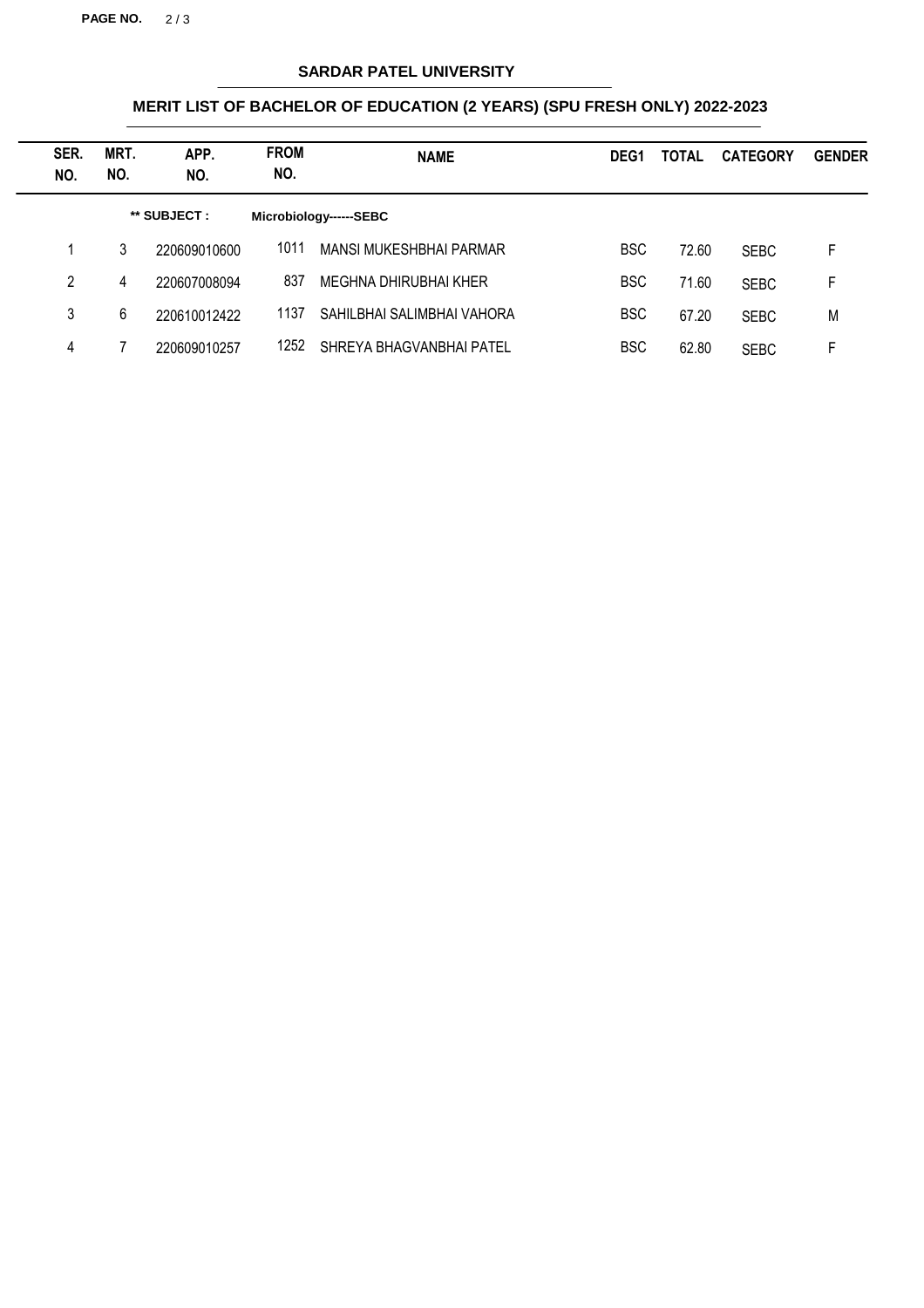## SARDAR PATEL UNIVERSITY

### MERIT LIST OF BACHELOR OF EDUCATION (2 YEARS) (SPU FRESH ONLY) 2022-2023

| SER. NO. | MRT. NO. | APP. NO. | FROM NO. | NAME | DEG1 | TOTAL | CATEGORY | GENDER |
|---|---|---|---|---|---|---|---|---|
| | | ** SUBJECT : | Microbiology------SEBC | | | | | |
| 1 | 3 | 220609010600 | 1011 | MANSI MUKESHBHAI PARMAR | BSC | 72.60 | SEBC | F |
| 2 | 4 | 220607008094 | 837 | MEGHNA DHIRUBHAI KHER | BSC | 71.60 | SEBC | F |
| 3 | 6 | 220610012422 | 1137 | SAHILBHAI SALIMBHAI VAHORA | BSC | 67.20 | SEBC | M |
| 4 | 7 | 220609010257 | 1252 | SHREYA BHAGVANBHAI PATEL | BSC | 62.80 | SEBC | F |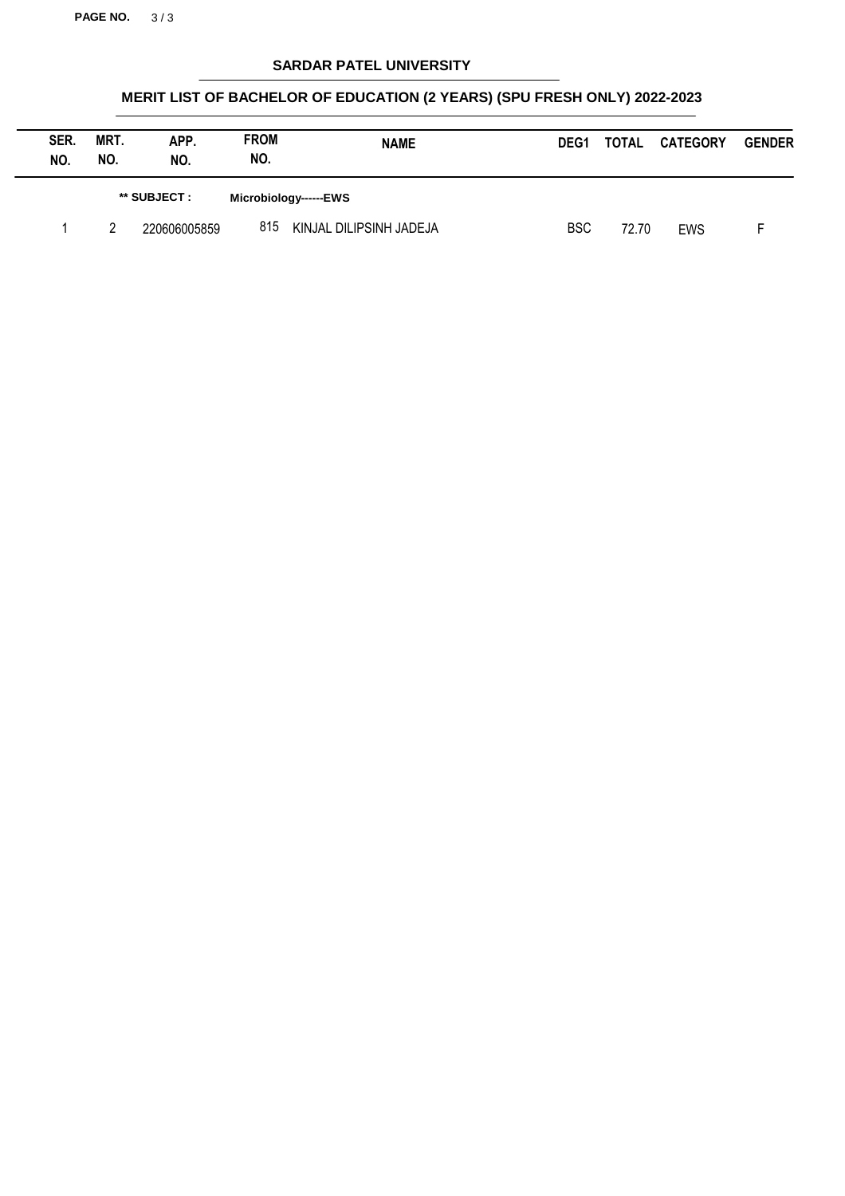## SARDAR PATEL UNIVERSITY

### MERIT LIST OF BACHELOR OF EDUCATION (2 YEARS) (SPU FRESH ONLY) 2022-2023

| SER. NO. | MRT. NO. | APP. NO. | FROM NO. | NAME | DEG1 | TOTAL | CATEGORY | GENDER |
|---|---|---|---|---|---|---|---|---|
| | | ** SUBJECT : | Microbiology------EWS | | | | | |
| 1 | 2 | 220606005859 | 815 | KINJAL DILIPSINH JADEJA | BSC | 72.70 | EWS | F |